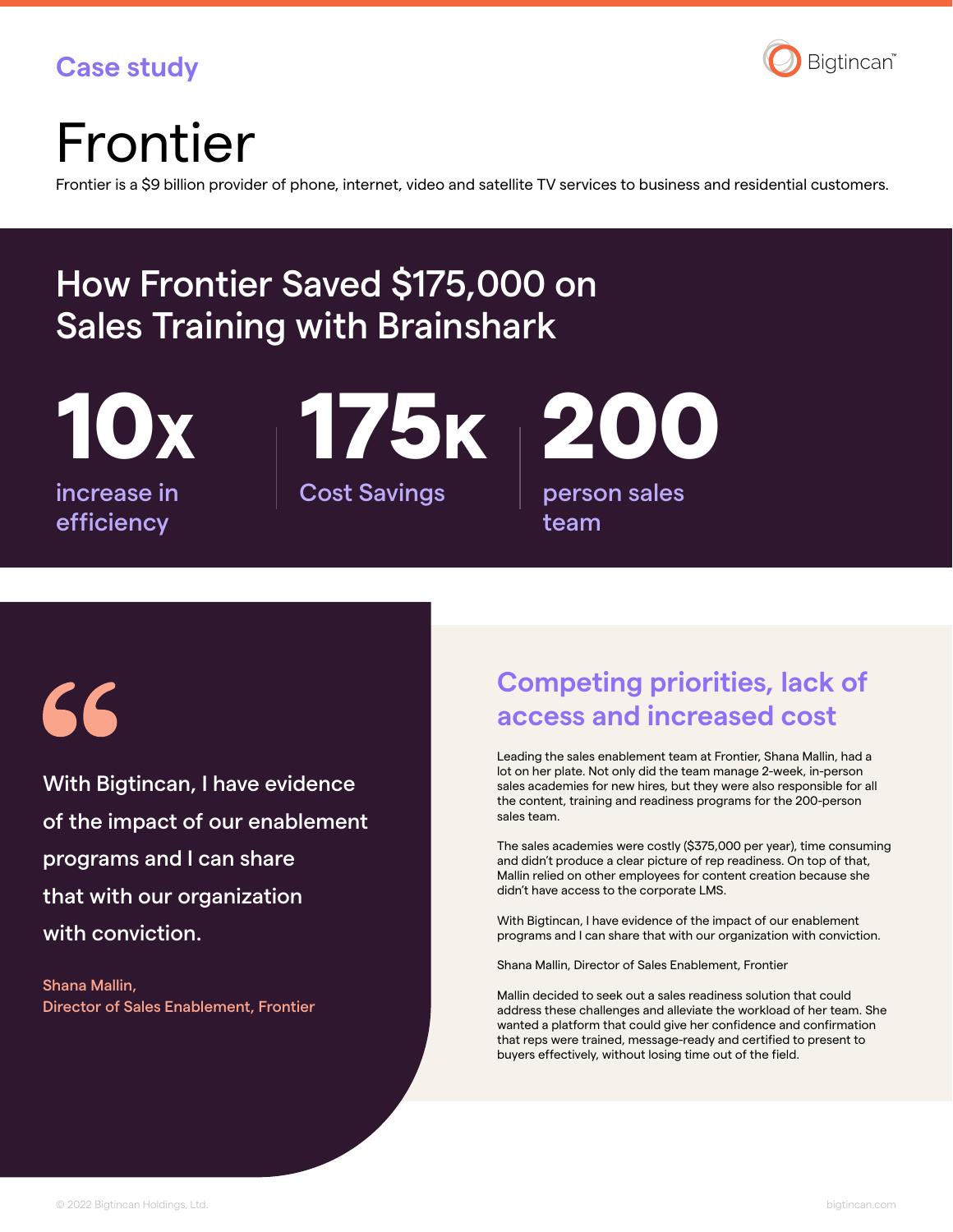Case study

# Frontier

Frontier is a $9 billion provider of phone, internet, video and satellite TV services to business and residential customers.

## How Frontier Saved $175,000 on Sales Training with Brainshark

**10x**
increase in efficiency

**175K**
Cost Savings

**200**
person sales team

> With Bigtincan, I have evidence of the impact of our enablement programs and I can share that with our organization with conviction.
>
> Shana Mallin,
> Director of Sales Enablement, Frontier

## Competing priorities, lack of access and increased cost

Leading the sales enablement team at Frontier, Shana Mallin, had a lot on her plate. Not only did the team manage 2-week, in-person sales academies for new hires, but they were also responsible for all the content, training and readiness programs for the 200-person sales team.

The sales academies were costly ($375,000 per year), time consuming and didn't produce a clear picture of rep readiness. On top of that, Mallin relied on other employees for content creation because she didn't have access to the corporate LMS.

With Bigtincan, I have evidence of the impact of our enablement programs and I can share that with our organization with conviction.

Shana Mallin, Director of Sales Enablement, Frontier

Mallin decided to seek out a sales readiness solution that could address these challenges and alleviate the workload of her team. She wanted a platform that could give her confidence and confirmation that reps were trained, message-ready and certified to present to buyers effectively, without losing time out of the field.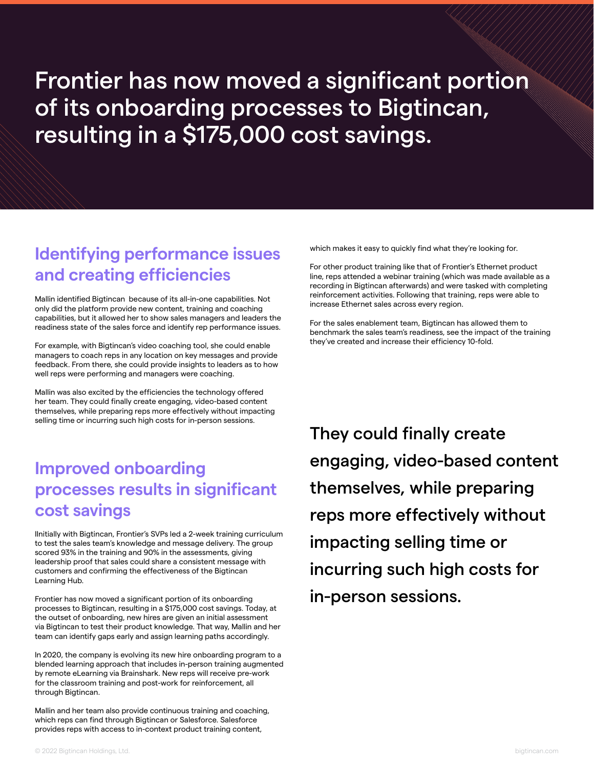# Frontier has now moved a significant portion of its onboarding processes to Bigtincan, resulting in a $175,000 cost savings.

## Identifying performance issues and creating efficiencies

Mallin identified Bigtincan  because of its all-in-one capabilities. Not only did the platform provide new content, training and coaching capabilities, but it allowed her to show sales managers and leaders the readiness state of the sales force and identify rep performance issues.

For example, with Bigtincan's video coaching tool, she could enable managers to coach reps in any location on key messages and provide feedback. From there, she could provide insights to leaders as to how well reps were performing and managers were coaching.

Mallin was also excited by the efficiencies the technology offered her team. They could finally create engaging, video-based content themselves, while preparing reps more effectively without impacting selling time or incurring such high costs for in-person sessions.

## Improved onboarding processes results in significant cost savings

IInitially with Bigtincan, Frontier's SVPs led a 2-week training curriculum to test the sales team's knowledge and message delivery. The group scored 93% in the training and 90% in the assessments, giving leadership proof that sales could share a consistent message with customers and confirming the effectiveness of the Bigtincan Learning Hub.

Frontier has now moved a significant portion of its onboarding processes to Bigtincan, resulting in a $175,000 cost savings. Today, at the outset of onboarding, new hires are given an initial assessment via Bigtincan to test their product knowledge. That way, Mallin and her team can identify gaps early and assign learning paths accordingly.

In 2020, the company is evolving its new hire onboarding program to a blended learning approach that includes in-person training augmented by remote eLearning via Brainshark. New reps will receive pre-work for the classroom training and post-work for reinforcement, all through Bigtincan.

Mallin and her team also provide continuous training and coaching, which reps can find through Bigtincan or Salesforce. Salesforce provides reps with access to in-context product training content, which makes it easy to quickly find what they're looking for.

For other product training like that of Frontier's Ethernet product line, reps attended a webinar training (which was made available as a recording in Bigtincan afterwards) and were tasked with completing reinforcement activities. Following that training, reps were able to increase Ethernet sales across every region.

For the sales enablement team, Bigtincan has allowed them to benchmark the sales team's readiness, see the impact of the training they've created and increase their efficiency 10-fold.

They could finally create engaging, video-based content themselves, while preparing reps more effectively without impacting selling time or incurring such high costs for in-person sessions.